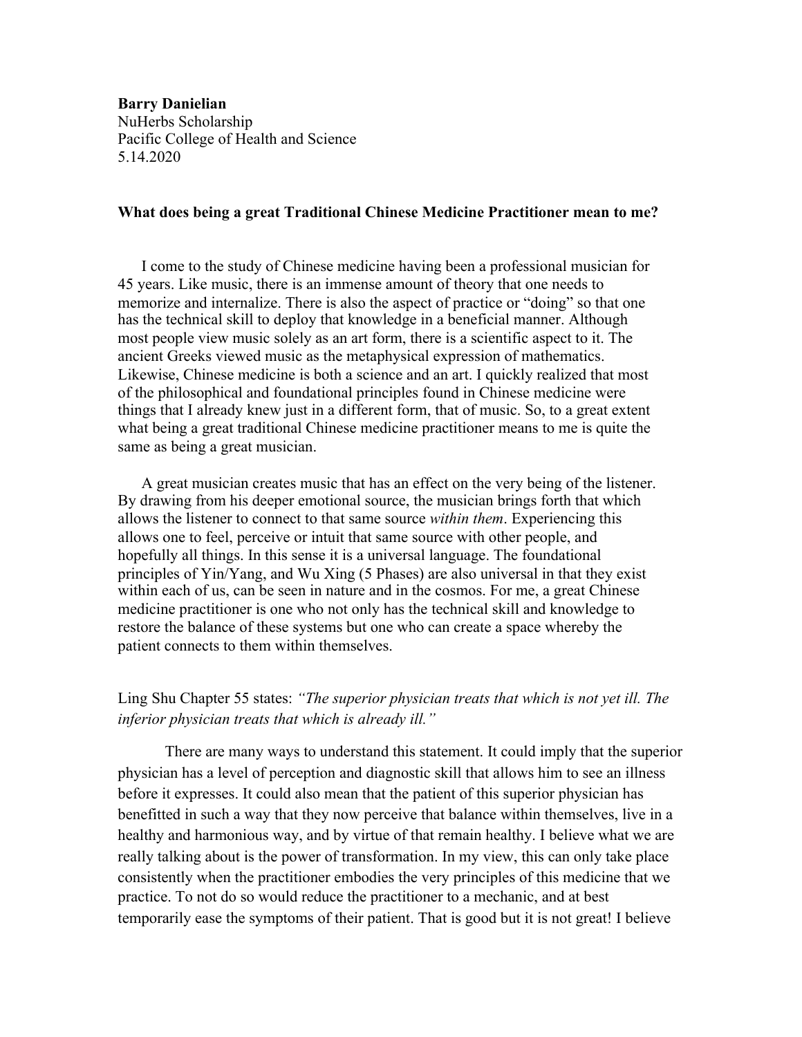**Barry Danielian**
NuHerbs Scholarship
Pacific College of Health and Science
5.14.2020

**What does being a great Traditional Chinese Medicine Practitioner mean to me?**

I come to the study of Chinese medicine having been a professional musician for 45 years. Like music, there is an immense amount of theory that one needs to memorize and internalize. There is also the aspect of practice or "doing" so that one has the technical skill to deploy that knowledge in a beneficial manner. Although most people view music solely as an art form, there is a scientific aspect to it. The ancient Greeks viewed music as the metaphysical expression of mathematics. Likewise, Chinese medicine is both a science and an art. I quickly realized that most of the philosophical and foundational principles found in Chinese medicine were things that I already knew just in a different form, that of music. So, to a great extent what being a great traditional Chinese medicine practitioner means to me is quite the same as being a great musician.

A great musician creates music that has an effect on the very being of the listener. By drawing from his deeper emotional source, the musician brings forth that which allows the listener to connect to that same source *within them*. Experiencing this allows one to feel, perceive or intuit that same source with other people, and hopefully all things. In this sense it is a universal language. The foundational principles of Yin/Yang, and Wu Xing (5 Phases) are also universal in that they exist within each of us, can be seen in nature and in the cosmos. For me, a great Chinese medicine practitioner is one who not only has the technical skill and knowledge to restore the balance of these systems but one who can create a space whereby the patient connects to them within themselves.

Ling Shu Chapter 55 states: *"The superior physician treats that which is not yet ill. The inferior physician treats that which is already ill."*

There are many ways to understand this statement. It could imply that the superior physician has a level of perception and diagnostic skill that allows him to see an illness before it expresses. It could also mean that the patient of this superior physician has benefitted in such a way that they now perceive that balance within themselves, live in a healthy and harmonious way, and by virtue of that remain healthy. I believe what we are really talking about is the power of transformation. In my view, this can only take place consistently when the practitioner embodies the very principles of this medicine that we practice. To not do so would reduce the practitioner to a mechanic, and at best temporarily ease the symptoms of their patient. That is good but it is not great! I believe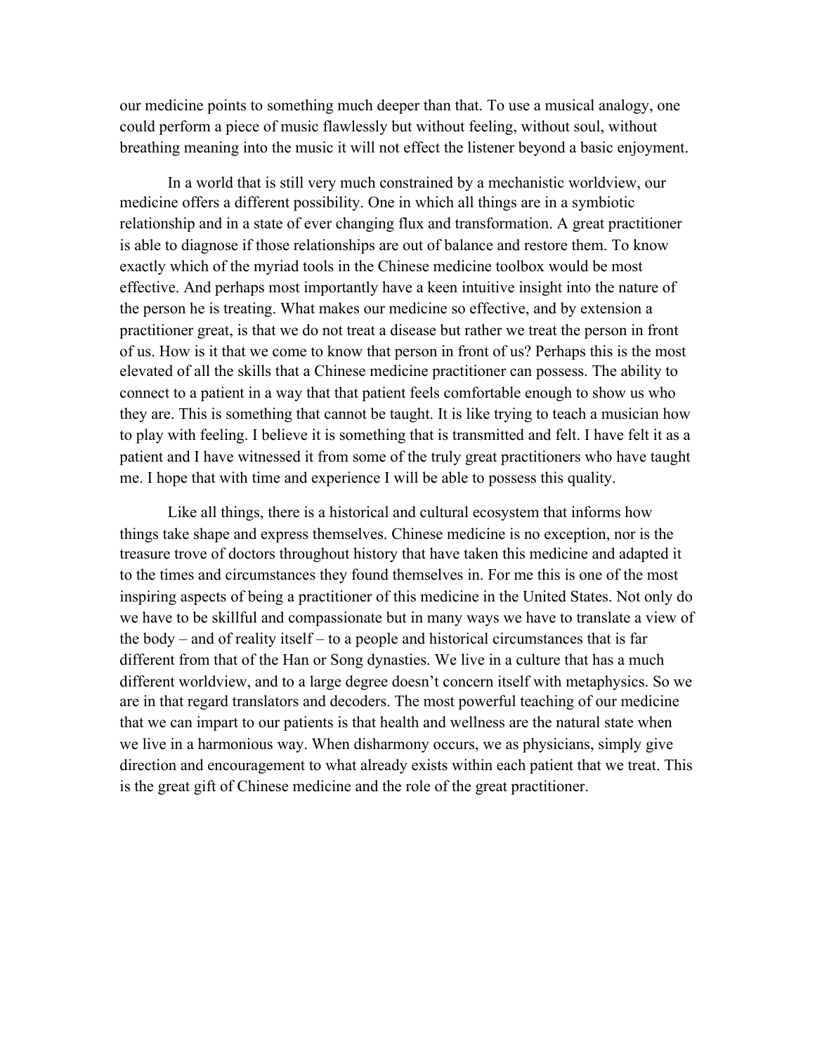our medicine points to something much deeper than that. To use a musical analogy, one could perform a piece of music flawlessly but without feeling, without soul, without breathing meaning into the music it will not effect the listener beyond a basic enjoyment.

In a world that is still very much constrained by a mechanistic worldview, our medicine offers a different possibility. One in which all things are in a symbiotic relationship and in a state of ever changing flux and transformation. A great practitioner is able to diagnose if those relationships are out of balance and restore them. To know exactly which of the myriad tools in the Chinese medicine toolbox would be most effective. And perhaps most importantly have a keen intuitive insight into the nature of the person he is treating. What makes our medicine so effective, and by extension a practitioner great, is that we do not treat a disease but rather we treat the person in front of us. How is it that we come to know that person in front of us? Perhaps this is the most elevated of all the skills that a Chinese medicine practitioner can possess. The ability to connect to a patient in a way that that patient feels comfortable enough to show us who they are. This is something that cannot be taught. It is like trying to teach a musician how to play with feeling. I believe it is something that is transmitted and felt. I have felt it as a patient and I have witnessed it from some of the truly great practitioners who have taught me. I hope that with time and experience I will be able to possess this quality.

Like all things, there is a historical and cultural ecosystem that informs how things take shape and express themselves. Chinese medicine is no exception, nor is the treasure trove of doctors throughout history that have taken this medicine and adapted it to the times and circumstances they found themselves in. For me this is one of the most inspiring aspects of being a practitioner of this medicine in the United States. Not only do we have to be skillful and compassionate but in many ways we have to translate a view of the body – and of reality itself – to a people and historical circumstances that is far different from that of the Han or Song dynasties. We live in a culture that has a much different worldview, and to a large degree doesn't concern itself with metaphysics. So we are in that regard translators and decoders. The most powerful teaching of our medicine that we can impart to our patients is that health and wellness are the natural state when we live in a harmonious way. When disharmony occurs, we as physicians, simply give direction and encouragement to what already exists within each patient that we treat. This is the great gift of Chinese medicine and the role of the great practitioner.